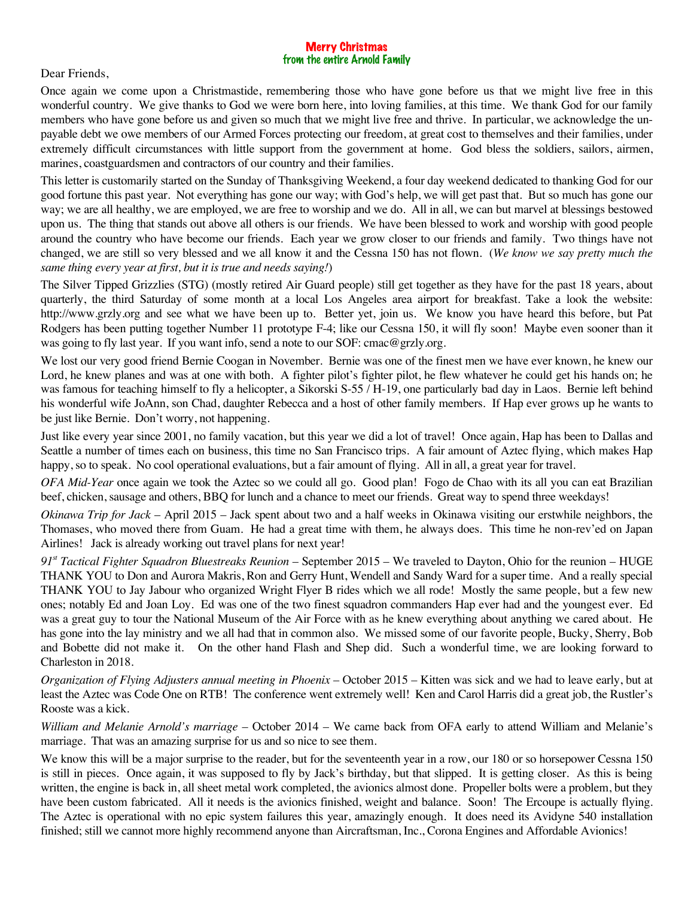**Merry Christmas**
**from the entire Arnold Family**

Dear Friends,

Once again we come upon a Christmastide, remembering those who have gone before us that we might live free in this wonderful country. We give thanks to God we were born here, into loving families, at this time. We thank God for our family members who have gone before us and given so much that we might live free and thrive. In particular, we acknowledge the unpayable debt we owe members of our Armed Forces protecting our freedom, at great cost to themselves and their families, under extremely difficult circumstances with little support from the government at home. God bless the soldiers, sailors, airmen, marines, coastguardsmen and contractors of our country and their families.

This letter is customarily started on the Sunday of Thanksgiving Weekend, a four day weekend dedicated to thanking God for our good fortune this past year. Not everything has gone our way; with God's help, we will get past that. But so much has gone our way; we are all healthy, we are employed, we are free to worship and we do. All in all, we can but marvel at blessings bestowed upon us. The thing that stands out above all others is our friends. We have been blessed to work and worship with good people around the country who have become our friends. Each year we grow closer to our friends and family. Two things have not changed, we are still so very blessed and we all know it and the Cessna 150 has not flown. (*We know we say pretty much the same thing every year at first, but it is true and needs saying!*)

The Silver Tipped Grizzlies (STG) (mostly retired Air Guard people) still get together as they have for the past 18 years, about quarterly, the third Saturday of some month at a local Los Angeles area airport for breakfast. Take a look the website: http://www.grzly.org and see what we have been up to. Better yet, join us. We know you have heard this before, but Pat Rodgers has been putting together Number 11 prototype F-4; like our Cessna 150, it will fly soon! Maybe even sooner than it was going to fly last year. If you want info, send a note to our SOF: cmac@grzly.org.

We lost our very good friend Bernie Coogan in November. Bernie was one of the finest men we have ever known, he knew our Lord, he knew planes and was at one with both. A fighter pilot's fighter pilot, he flew whatever he could get his hands on; he was famous for teaching himself to fly a helicopter, a Sikorski S-55 / H-19, one particularly bad day in Laos. Bernie left behind his wonderful wife JoAnn, son Chad, daughter Rebecca and a host of other family members. If Hap ever grows up he wants to be just like Bernie. Don't worry, not happening.

Just like every year since 2001, no family vacation, but this year we did a lot of travel! Once again, Hap has been to Dallas and Seattle a number of times each on business, this time no San Francisco trips. A fair amount of Aztec flying, which makes Hap happy, so to speak. No cool operational evaluations, but a fair amount of flying. All in all, a great year for travel.

*OFA Mid-Year* once again we took the Aztec so we could all go. Good plan! Fogo de Chao with its all you can eat Brazilian beef, chicken, sausage and others, BBQ for lunch and a chance to meet our friends. Great way to spend three weekdays!

*Okinawa Trip for Jack* – April 2015 – Jack spent about two and a half weeks in Okinawa visiting our erstwhile neighbors, the Thomases, who moved there from Guam. He had a great time with them, he always does. This time he non-rev'ed on Japan Airlines! Jack is already working out travel plans for next year!

*91st Tactical Fighter Squadron Bluestreaks Reunion* – September 2015 – We traveled to Dayton, Ohio for the reunion – HUGE THANK YOU to Don and Aurora Makris, Ron and Gerry Hunt, Wendell and Sandy Ward for a super time. And a really special THANK YOU to Jay Jabour who organized Wright Flyer B rides which we all rode! Mostly the same people, but a few new ones; notably Ed and Joan Loy. Ed was one of the two finest squadron commanders Hap ever had and the youngest ever. Ed was a great guy to tour the National Museum of the Air Force with as he knew everything about anything we cared about. He has gone into the lay ministry and we all had that in common also. We missed some of our favorite people, Bucky, Sherry, Bob and Bobette did not make it. On the other hand Flash and Shep did. Such a wonderful time, we are looking forward to Charleston in 2018.

*Organization of Flying Adjusters annual meeting in Phoenix* – October 2015 – Kitten was sick and we had to leave early, but at least the Aztec was Code One on RTB! The conference went extremely well! Ken and Carol Harris did a great job, the Rustler's Rooste was a kick.

*William and Melanie Arnold's marriage* – October 2014 – We came back from OFA early to attend William and Melanie's marriage. That was an amazing surprise for us and so nice to see them.

We know this will be a major surprise to the reader, but for the seventeenth year in a row, our 180 or so horsepower Cessna 150 is still in pieces. Once again, it was supposed to fly by Jack's birthday, but that slipped. It is getting closer. As this is being written, the engine is back in, all sheet metal work completed, the avionics almost done. Propeller bolts were a problem, but they have been custom fabricated. All it needs is the avionics finished, weight and balance. Soon! The Ercoupe is actually flying. The Aztec is operational with no epic system failures this year, amazingly enough. It does need its Avidyne 540 installation finished; still we cannot more highly recommend anyone than Aircraftsman, Inc., Corona Engines and Affordable Avionics!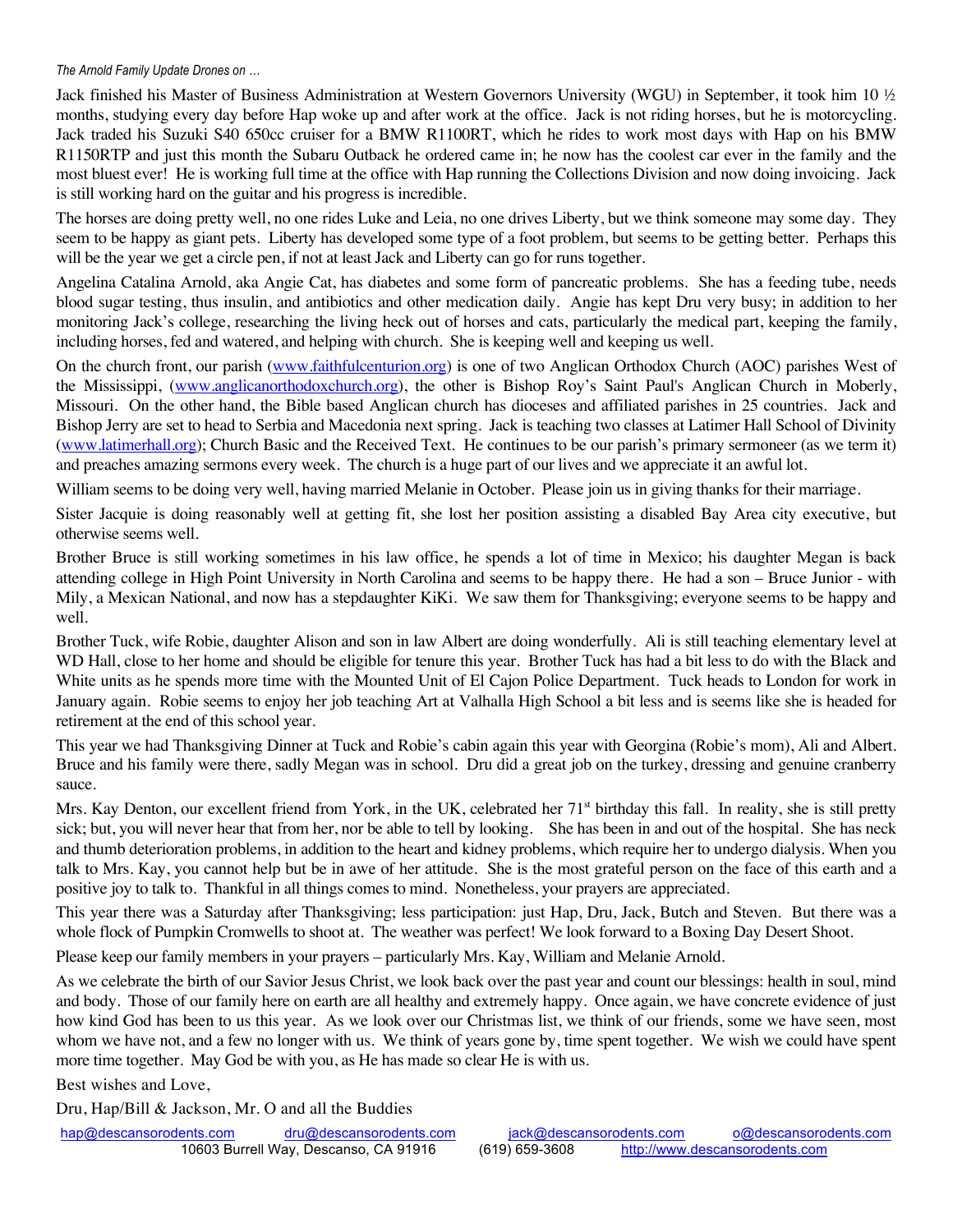*The Arnold Family Update Drones on …*

Jack finished his Master of Business Administration at Western Governors University (WGU) in September, it took him 10 ½ months, studying every day before Hap woke up and after work at the office. Jack is not riding horses, but he is motorcycling. Jack traded his Suzuki S40 650cc cruiser for a BMW R1100RT, which he rides to work most days with Hap on his BMW R1150RTP and just this month the Subaru Outback he ordered came in; he now has the coolest car ever in the family and the most bluest ever! He is working full time at the office with Hap running the Collections Division and now doing invoicing. Jack is still working hard on the guitar and his progress is incredible.

The horses are doing pretty well, no one rides Luke and Leia, no one drives Liberty, but we think someone may some day. They seem to be happy as giant pets. Liberty has developed some type of a foot problem, but seems to be getting better. Perhaps this will be the year we get a circle pen, if not at least Jack and Liberty can go for runs together.

Angelina Catalina Arnold, aka Angie Cat, has diabetes and some form of pancreatic problems. She has a feeding tube, needs blood sugar testing, thus insulin, and antibiotics and other medication daily. Angie has kept Dru very busy; in addition to her monitoring Jack's college, researching the living heck out of horses and cats, particularly the medical part, keeping the family, including horses, fed and watered, and helping with church. She is keeping well and keeping us well.

On the church front, our parish (www.faithfulcenturion.org) is one of two Anglican Orthodox Church (AOC) parishes West of the Mississippi, (www.anglicanorthodoxchurch.org), the other is Bishop Roy's Saint Paul's Anglican Church in Moberly, Missouri. On the other hand, the Bible based Anglican church has dioceses and affiliated parishes in 25 countries. Jack and Bishop Jerry are set to head to Serbia and Macedonia next spring. Jack is teaching two classes at Latimer Hall School of Divinity (www.latimerhall.org); Church Basic and the Received Text. He continues to be our parish's primary sermoneer (as we term it) and preaches amazing sermons every week. The church is a huge part of our lives and we appreciate it an awful lot.

William seems to be doing very well, having married Melanie in October. Please join us in giving thanks for their marriage.

Sister Jacquie is doing reasonably well at getting fit, she lost her position assisting a disabled Bay Area city executive, but otherwise seems well.

Brother Bruce is still working sometimes in his law office, he spends a lot of time in Mexico; his daughter Megan is back attending college in High Point University in North Carolina and seems to be happy there. He had a son – Bruce Junior - with Mily, a Mexican National, and now has a stepdaughter KiKi. We saw them for Thanksgiving; everyone seems to be happy and well.

Brother Tuck, wife Robie, daughter Alison and son in law Albert are doing wonderfully. Ali is still teaching elementary level at WD Hall, close to her home and should be eligible for tenure this year. Brother Tuck has had a bit less to do with the Black and White units as he spends more time with the Mounted Unit of El Cajon Police Department. Tuck heads to London for work in January again. Robie seems to enjoy her job teaching Art at Valhalla High School a bit less and is seems like she is headed for retirement at the end of this school year.

This year we had Thanksgiving Dinner at Tuck and Robie's cabin again this year with Georgina (Robie's mom), Ali and Albert. Bruce and his family were there, sadly Megan was in school. Dru did a great job on the turkey, dressing and genuine cranberry sauce.

Mrs. Kay Denton, our excellent friend from York, in the UK, celebrated her 71st birthday this fall. In reality, she is still pretty sick; but, you will never hear that from her, nor be able to tell by looking. She has been in and out of the hospital. She has neck and thumb deterioration problems, in addition to the heart and kidney problems, which require her to undergo dialysis. When you talk to Mrs. Kay, you cannot help but be in awe of her attitude. She is the most grateful person on the face of this earth and a positive joy to talk to. Thankful in all things comes to mind. Nonetheless, your prayers are appreciated.

This year there was a Saturday after Thanksgiving; less participation: just Hap, Dru, Jack, Butch and Steven. But there was a whole flock of Pumpkin Cromwells to shoot at. The weather was perfect! We look forward to a Boxing Day Desert Shoot.

Please keep our family members in your prayers – particularly Mrs. Kay, William and Melanie Arnold.

As we celebrate the birth of our Savior Jesus Christ, we look back over the past year and count our blessings: health in soul, mind and body. Those of our family here on earth are all healthy and extremely happy. Once again, we have concrete evidence of just how kind God has been to us this year. As we look over our Christmas list, we think of our friends, some we have seen, most whom we have not, and a few no longer with us. We think of years gone by, time spent together. We wish we could have spent more time together. May God be with you, as He has made so clear He is with us.

Best wishes and Love,

Dru, Hap/Bill & Jackson, Mr. O and all the Buddies

hap@descansorodents.com dru@descansorodents.com jack@descansorodents.com o@descansorodents.com
10603 Burrell Way, Descanso, CA 91916 (619) 659-3608 http://www.descansorodents.com